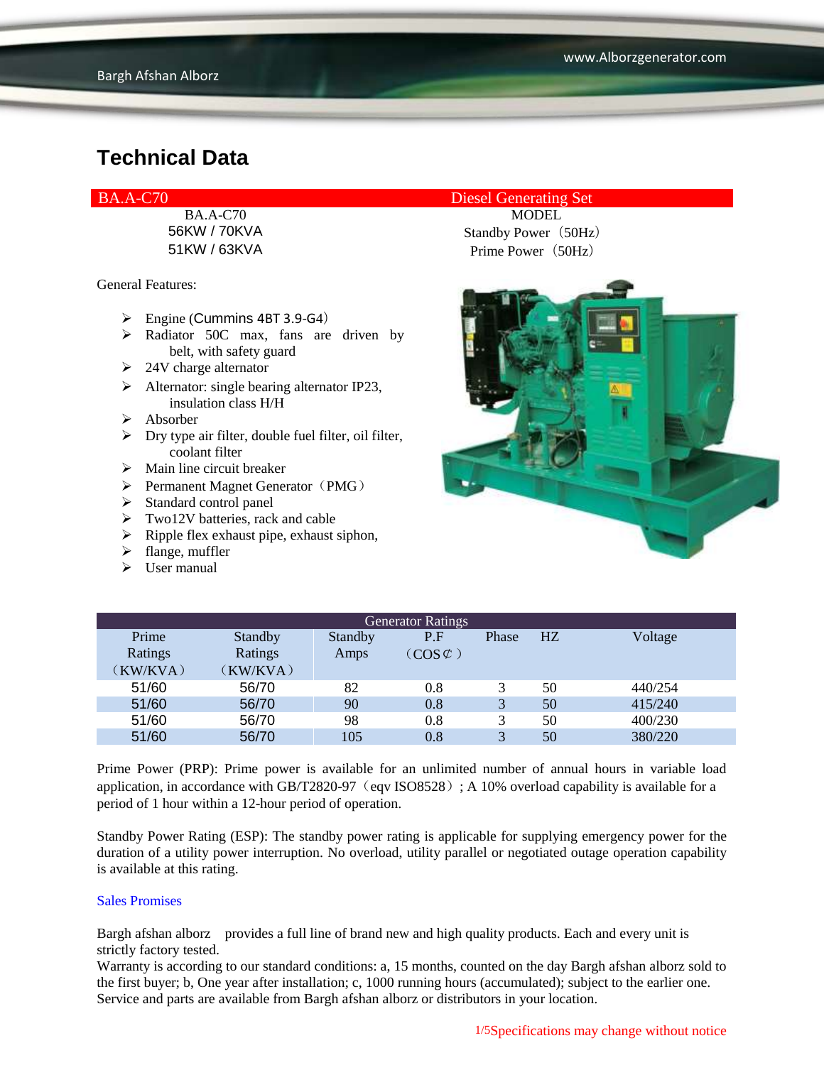# Technical Data

| BA.A-C70 | Diesel Generating Set |
|---|---|
| BA.A-C70 | MODEL |
| 56KW / 70KVA | Standby Power（50Hz） |
| 51KW / 63KVA | Prime Power（50Hz） |

General Features:

- Engine (Cummins 4BT 3.9-G4）
- Radiator 50C max, fans are driven by belt, with safety guard
- 24V charge alternator
- Alternator: single bearing alternator IP23, insulation class H/H
- Absorber
- Dry type air filter, double fuel filter, oil filter, coolant filter
- Main line circuit breaker
- Permanent Magnet Generator（PMG）
- Standard control panel
- Two12V batteries, rack and cable
- Ripple flex exhaust pipe, exhaust siphon,
- flange, muffler
- User manual

| Generator Ratings | | | | | | |
|---|---|---|---|---|---|---|
| Prime Ratings（KW/KVA） | Standby Ratings（KW/KVA） | Standby Amps | P.F（COS¢） | Phase | HZ | Voltage |
| 51/60 | 56/70 | 82 | 0.8 | 3 | 50 | 440/254 |
| 51/60 | 56/70 | 90 | 0.8 | 3 | 50 | 415/240 |
| 51/60 | 56/70 | 98 | 0.8 | 3 | 50 | 400/230 |
| 51/60 | 56/70 | 105 | 0.8 | 3 | 50 | 380/220 |

Prime Power (PRP): Prime power is available for an unlimited number of annual hours in variable load application, in accordance with GB/T2820-97（eqv ISO8528）; A 10% overload capability is available for a period of 1 hour within a 12-hour period of operation.

Standby Power Rating (ESP): The standby power rating is applicable for supplying emergency power for the duration of a utility power interruption. No overload, utility parallel or negotiated outage operation capability is available at this rating.

Sales Promises

Bargh afshan alborz provides a full line of brand new and high quality products. Each and every unit is strictly factory tested.
Warranty is according to our standard conditions: a, 15 months, counted on the day Bargh afshan alborz sold to the first buyer; b, One year after installation; c, 1000 running hours (accumulated); subject to the earlier one. Service and parts are available from Bargh afshan alborz or distributors in your location.

Specifications may change without notice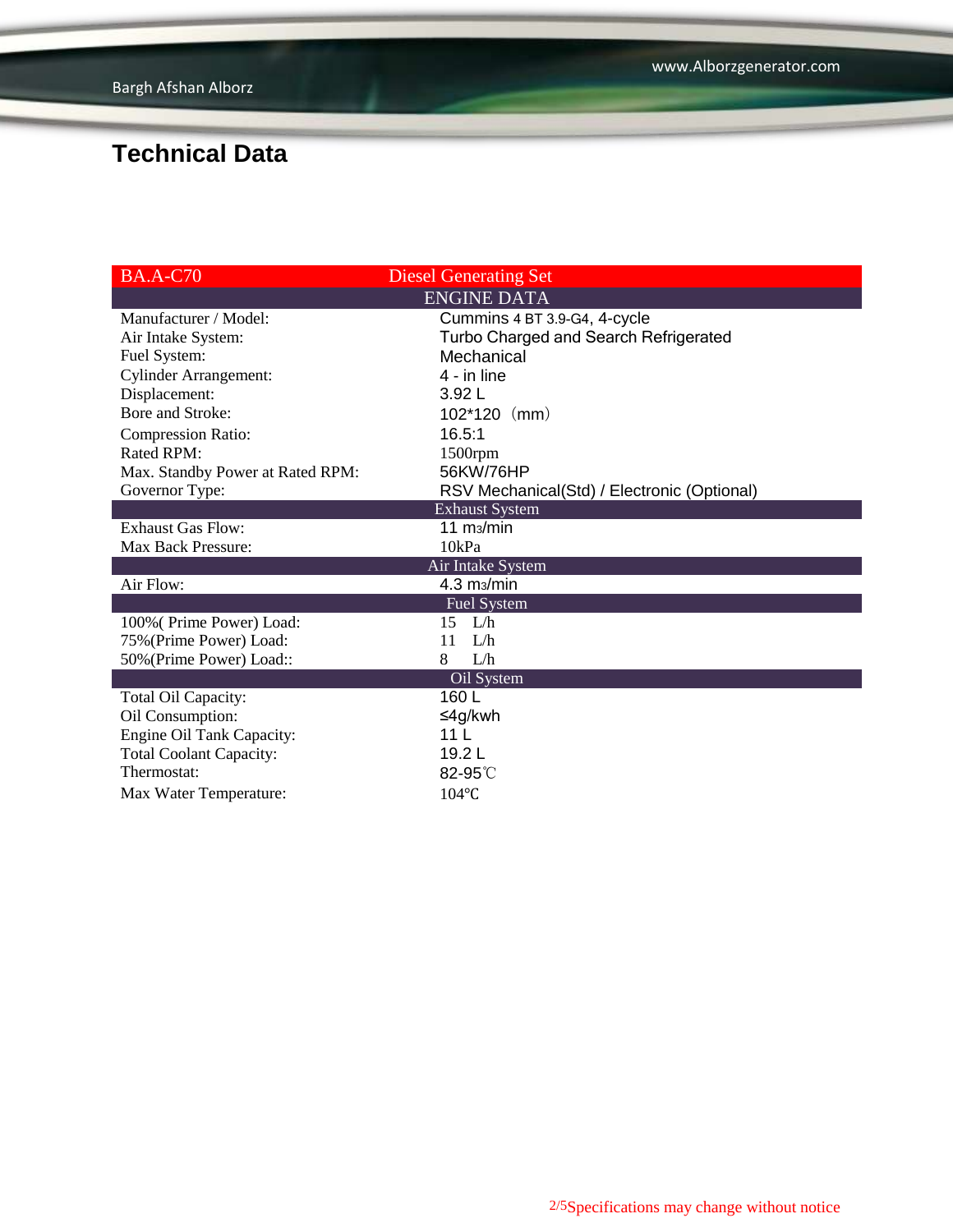## Technical Data

| BA.A-C70 | Diesel Generating Set |
|---|---|
| **ENGINE DATA** | |
| Manufacturer / Model: | Cummins 4 BT 3.9-G4, 4-cycle |
| Air Intake System: | Turbo Charged and Search Refrigerated |
| Fuel System: | Mechanical |
| Cylinder Arrangement: | 4 - in line |
| Displacement: | 3.92 L |
| Bore and Stroke: | 102*120（mm） |
| Compression Ratio: | 16.5:1 |
| Rated RPM: | 1500rpm |
| Max. Standby Power at Rated RPM: | 56KW/76HP |
| Governor Type: | RSV Mechanical(Std) / Electronic (Optional) |
| **Exhaust System** | |
| Exhaust Gas Flow: | 11 $m^3$/min |
| Max Back Pressure: | 10kPa |
| **Air Intake System** | |
| Air Flow: | 4.3 $m^3$/min |
| **Fuel System** | |
| 100%( Prime Power) Load: | 15 L/h |
| 75%(Prime Power) Load: | 11 L/h |
| 50%(Prime Power) Load:: | 8 L/h |
| **Oil System** | |
| Total Oil Capacity: | 160 L |
| Oil Consumption: | ≤4g/kwh |
| Engine Oil Tank Capacity: | 11 L |
| Total Coolant Capacity: | 19.2 L |
| Thermostat: | 82-95℃ |
| Max Water Temperature: | 104℃ |

Specifications may change without notice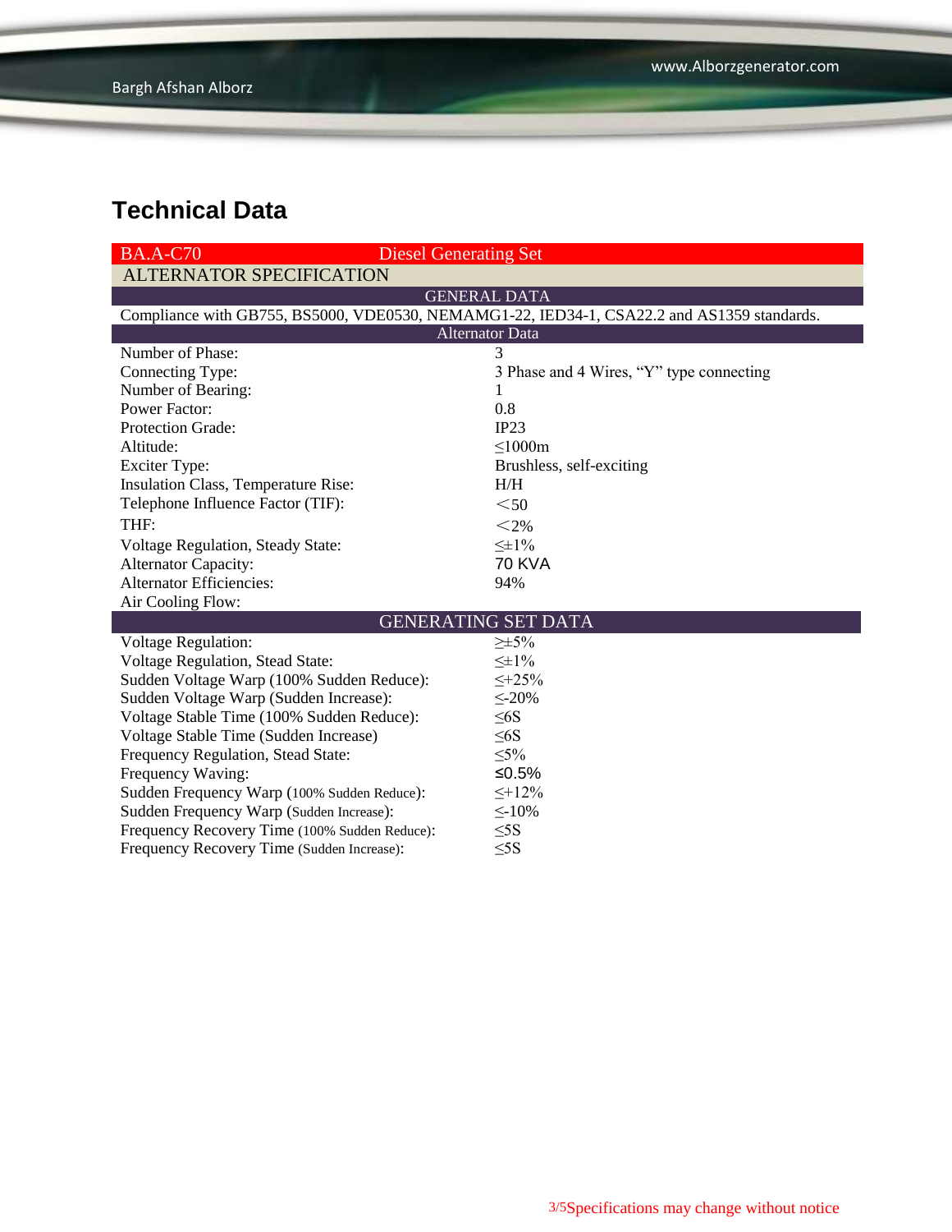# Technical Data

| BA.A-C70 | Diesel Generating Set |
|---|---|
| **ALTERNATOR SPECIFICATION** | |
| **GENERAL DATA** | |
| Compliance with GB755, BS5000, VDE0530, NEMAMG1-22, IED34-1, CSA22.2 and AS1359 standards. | |
| **Alternator Data** | |
| Number of Phase: | 3 |
| Connecting Type: | 3 Phase and 4 Wires, “Y” type connecting |
| Number of Bearing: | 1 |
| Power Factor: | 0.8 |
| Protection Grade: | IP23 |
| Altitude: | ≤1000m |
| Exciter Type: | Brushless, self-exciting |
| Insulation Class, Temperature Rise: | H/H |
| Telephone Influence Factor (TIF): | ＜50 |
| THF: | ＜2% |
| Voltage Regulation, Steady State: | ≤±1% |
| Alternator Capacity: | 70 KVA |
| Alternator Efficiencies: | 94% |
| Air Cooling Flow: | |
| **GENERATING SET DATA** | |
| Voltage Regulation: | ≥±5% |
| Voltage Regulation, Stead State: | ≤±1% |
| Sudden Voltage Warp (100% Sudden Reduce): | ≤+25% |
| Sudden Voltage Warp (Sudden Increase): | ≤-20% |
| Voltage Stable Time (100% Sudden Reduce): | ≤6S |
| Voltage Stable Time (Sudden Increase) | ≤6S |
| Frequency Regulation, Stead State: | ≤5% |
| Frequency Waving: | ≤0.5% |
| Sudden Frequency Warp (100% Sudden Reduce): | ≤+12% |
| Sudden Frequency Warp (Sudden Increase): | ≤-10% |
| Frequency Recovery Time (100% Sudden Reduce): | ≤5S |
| Frequency Recovery Time (Sudden Increase): | ≤5S |

Specifications may change without notice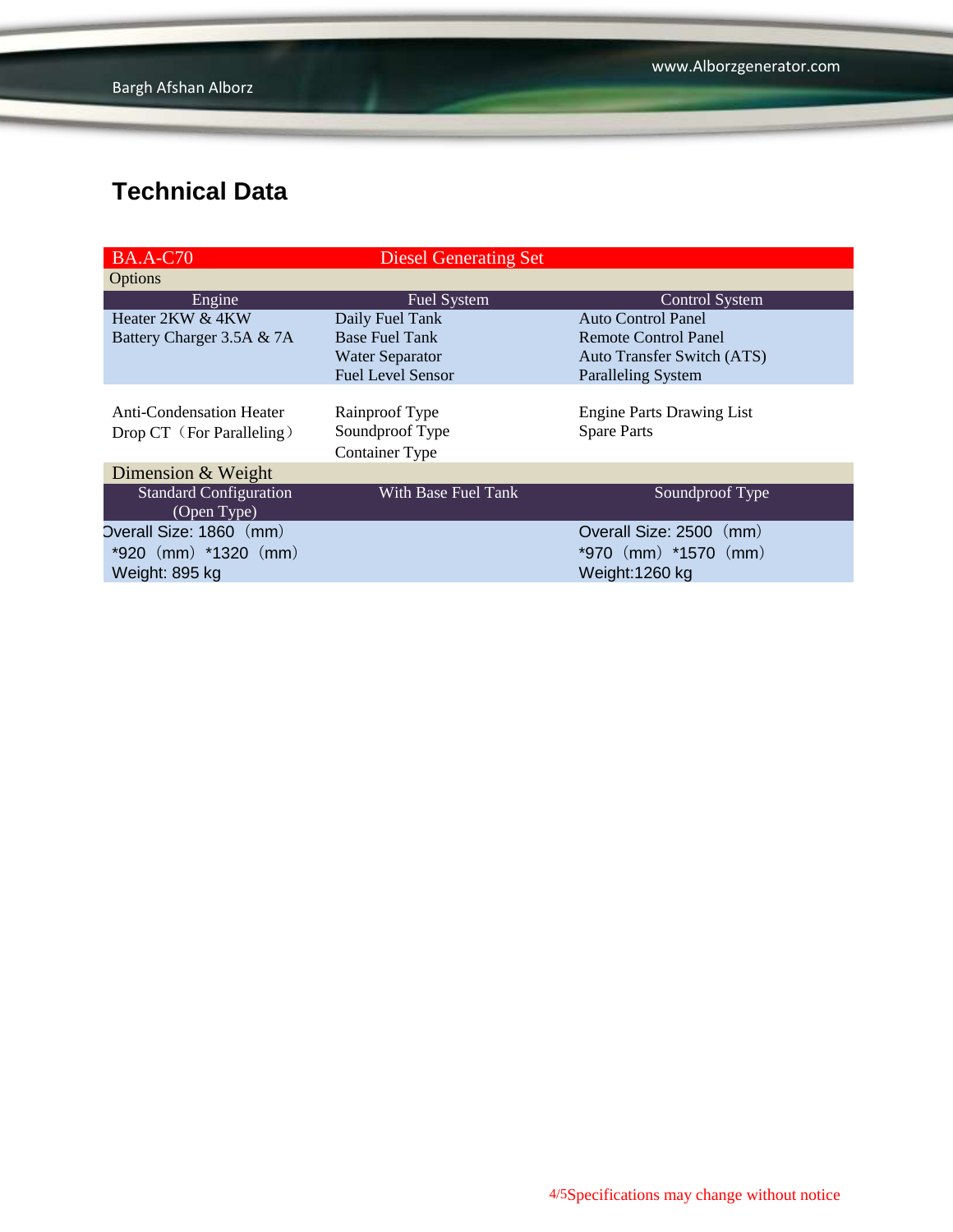## Technical Data

| BA.A-C70 | Diesel Generating Set | |
|---|---|---|
| **Options** | | |
| **Engine** | **Fuel System** | **Control System** |
| Heater 2KW & 4KW | Daily Fuel Tank | Auto Control Panel |
| Battery Charger 3.5A & 7A | Base Fuel Tank | Remote Control Panel |
| | Water Separator | Auto Transfer Switch (ATS) |
| | Fuel Level Sensor | Paralleling System |
| Anti-Condensation Heater | Rainproof Type | Engine Parts Drawing List |
| Drop CT（For Paralleling） | Soundproof Type | Spare Parts |
| | Container Type | |
| **Dimension & Weight** | | |
| **Standard Configuration (Open Type)** | **With Base Fuel Tank** | **Soundproof Type** |
| Overall Size: 1860（mm）*920（mm）*1320（mm） | | Overall Size: 2500（mm）*970（mm）*1570（mm） |
| Weight: 895 kg | | Weight:1260 kg |

Specifications may change without notice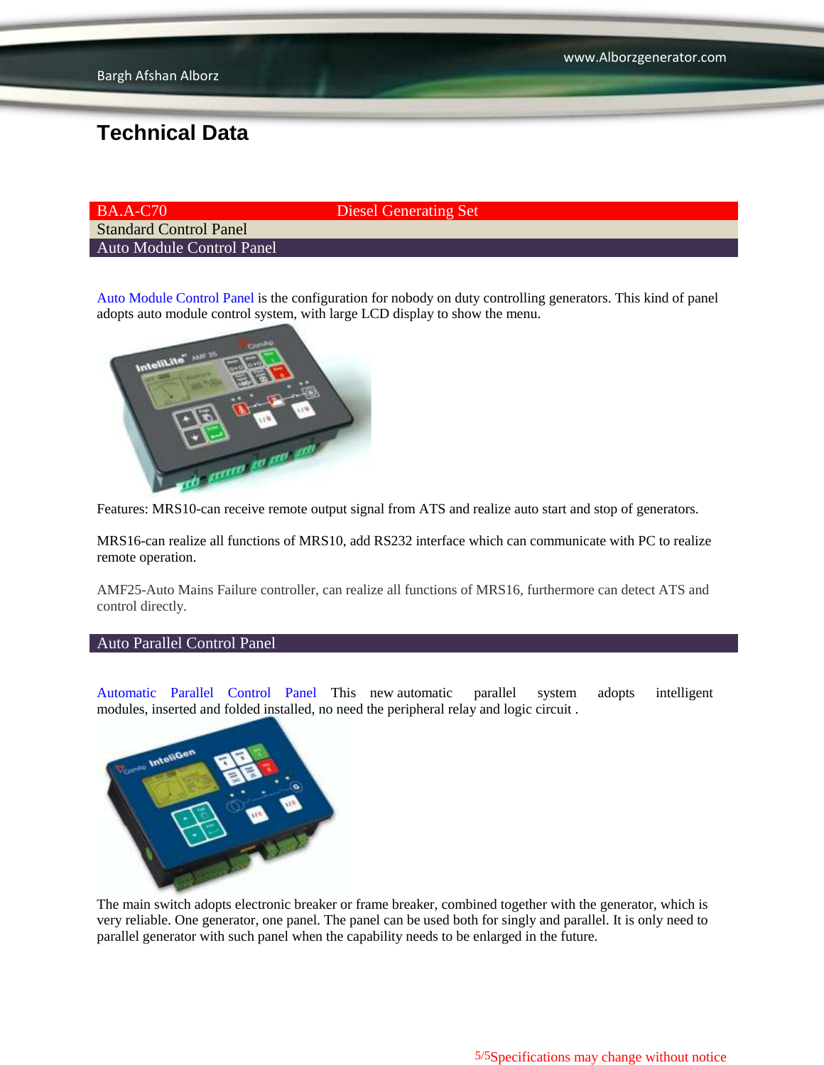# Technical Data

| | |
|---|---|
| BA.A-C70 | Diesel Generating Set |
| Standard Control Panel | |
| Auto Module Control Panel | |

Auto Module Control Panel is the configuration for nobody on duty controlling generators. This kind of panel adopts auto module control system, with large LCD display to show the menu.

Features: MRS10-can receive remote output signal from ATS and realize auto start and stop of generators.

MRS16-can realize all functions of MRS10, add RS232 interface which can communicate with PC to realize remote operation.

AMF25-Auto Mains Failure controller, can realize all functions of MRS16, furthermore can detect ATS and control directly.

## Auto Parallel Control Panel

Automatic Parallel Control Panel This new automatic parallel system adopts intelligent modules, inserted and folded installed, no need the peripheral relay and logic circuit .

The main switch adopts electronic breaker or frame breaker, combined together with the generator, which is very reliable. One generator, one panel. The panel can be used both for singly and parallel. It is only need to parallel generator with such panel when the capability needs to be enlarged in the future.

Specifications may change without notice